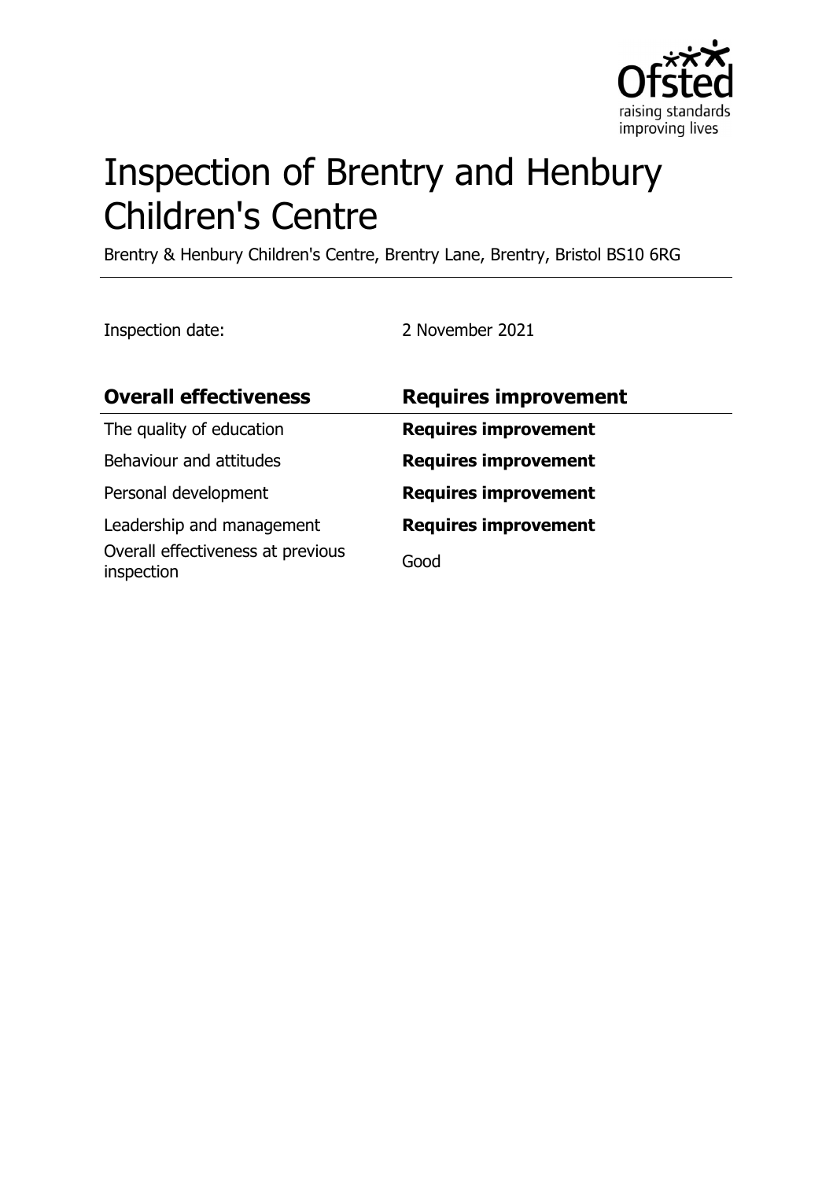# Inspection of Brentry and Henbury Children's Centre

Brentry & Henbury Children's Centre, Brentry Lane, Brentry, Bristol BS10 6RG

Inspection date: 2 November 2021

| Overall effectiveness | Requires improvement |
| --- | --- |
| The quality of education | **Requires improvement** |
| Behaviour and attitudes | **Requires improvement** |
| Personal development | **Requires improvement** |
| Leadership and management | **Requires improvement** |
| Overall effectiveness at previous inspection | Good |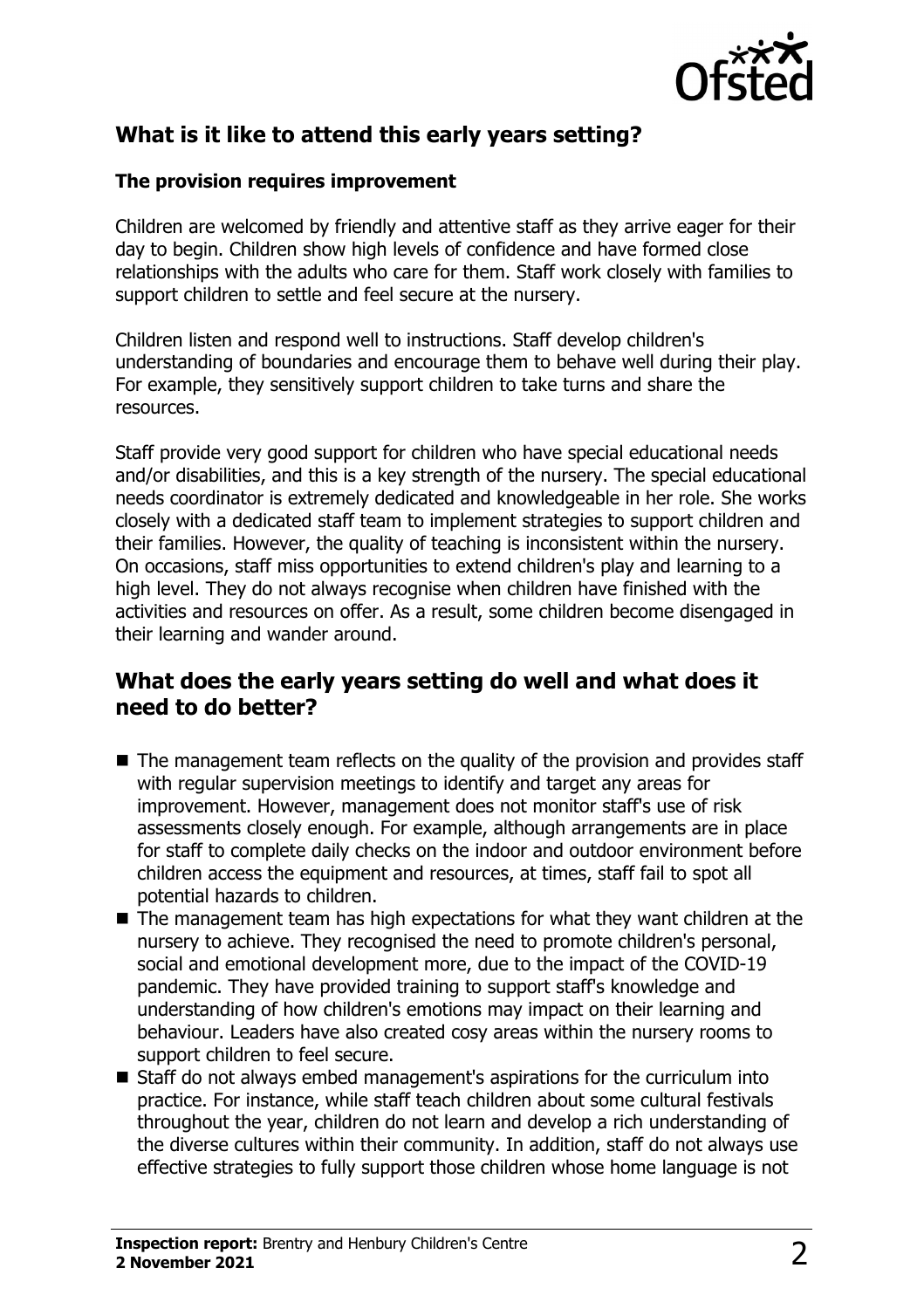## What is it like to attend this early years setting?

### The provision requires improvement

Children are welcomed by friendly and attentive staff as they arrive eager for their day to begin. Children show high levels of confidence and have formed close relationships with the adults who care for them. Staff work closely with families to support children to settle and feel secure at the nursery.

Children listen and respond well to instructions. Staff develop children's understanding of boundaries and encourage them to behave well during their play. For example, they sensitively support children to take turns and share the resources.

Staff provide very good support for children who have special educational needs and/or disabilities, and this is a key strength of the nursery. The special educational needs coordinator is extremely dedicated and knowledgeable in her role. She works closely with a dedicated staff team to implement strategies to support children and their families. However, the quality of teaching is inconsistent within the nursery. On occasions, staff miss opportunities to extend children's play and learning to a high level. They do not always recognise when children have finished with the activities and resources on offer. As a result, some children become disengaged in their learning and wander around.

## What does the early years setting do well and what does it need to do better?

- The management team reflects on the quality of the provision and provides staff with regular supervision meetings to identify and target any areas for improvement. However, management does not monitor staff's use of risk assessments closely enough. For example, although arrangements are in place for staff to complete daily checks on the indoor and outdoor environment before children access the equipment and resources, at times, staff fail to spot all potential hazards to children.
- The management team has high expectations for what they want children at the nursery to achieve. They recognised the need to promote children's personal, social and emotional development more, due to the impact of the COVID-19 pandemic. They have provided training to support staff's knowledge and understanding of how children's emotions may impact on their learning and behaviour. Leaders have also created cosy areas within the nursery rooms to support children to feel secure.
- Staff do not always embed management's aspirations for the curriculum into practice. For instance, while staff teach children about some cultural festivals throughout the year, children do not learn and develop a rich understanding of the diverse cultures within their community. In addition, staff do not always use effective strategies to fully support those children whose home language is not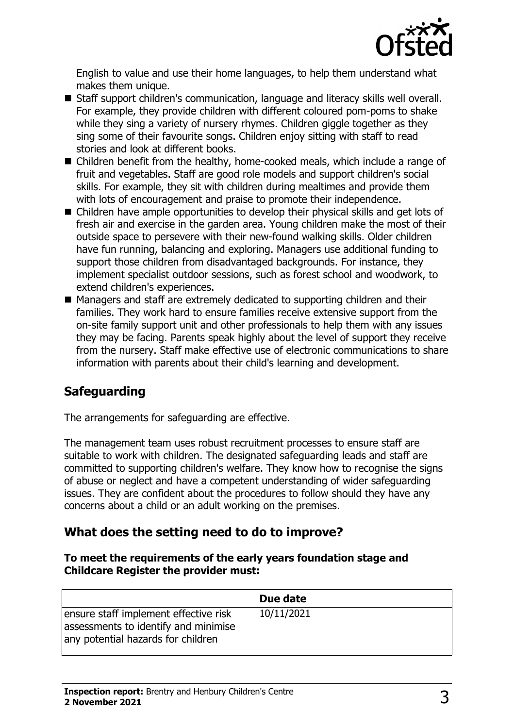English to value and use their home languages, to help them understand what makes them unique.

- Staff support children's communication, language and literacy skills well overall. For example, they provide children with different coloured pom-poms to shake while they sing a variety of nursery rhymes. Children giggle together as they sing some of their favourite songs. Children enjoy sitting with staff to read stories and look at different books.
- Children benefit from the healthy, home-cooked meals, which include a range of fruit and vegetables. Staff are good role models and support children's social skills. For example, they sit with children during mealtimes and provide them with lots of encouragement and praise to promote their independence.
- Children have ample opportunities to develop their physical skills and get lots of fresh air and exercise in the garden area. Young children make the most of their outside space to persevere with their new-found walking skills. Older children have fun running, balancing and exploring. Managers use additional funding to support those children from disadvantaged backgrounds. For instance, they implement specialist outdoor sessions, such as forest school and woodwork, to extend children's experiences.
- Managers and staff are extremely dedicated to supporting children and their families. They work hard to ensure families receive extensive support from the on-site family support unit and other professionals to help them with any issues they may be facing. Parents speak highly about the level of support they receive from the nursery. Staff make effective use of electronic communications to share information with parents about their child's learning and development.

## Safeguarding

The arrangements for safeguarding are effective.

The management team uses robust recruitment processes to ensure staff are suitable to work with children. The designated safeguarding leads and staff are committed to supporting children's welfare. They know how to recognise the signs of abuse or neglect and have a competent understanding of wider safeguarding issues. They are confident about the procedures to follow should they have any concerns about a child or an adult working on the premises.

## What does the setting need to do to improve?

**To meet the requirements of the early years foundation stage and Childcare Register the provider must:**

| | Due date |
|---|---|
| ensure staff implement effective risk assessments to identify and minimise any potential hazards for children | 10/11/2021 |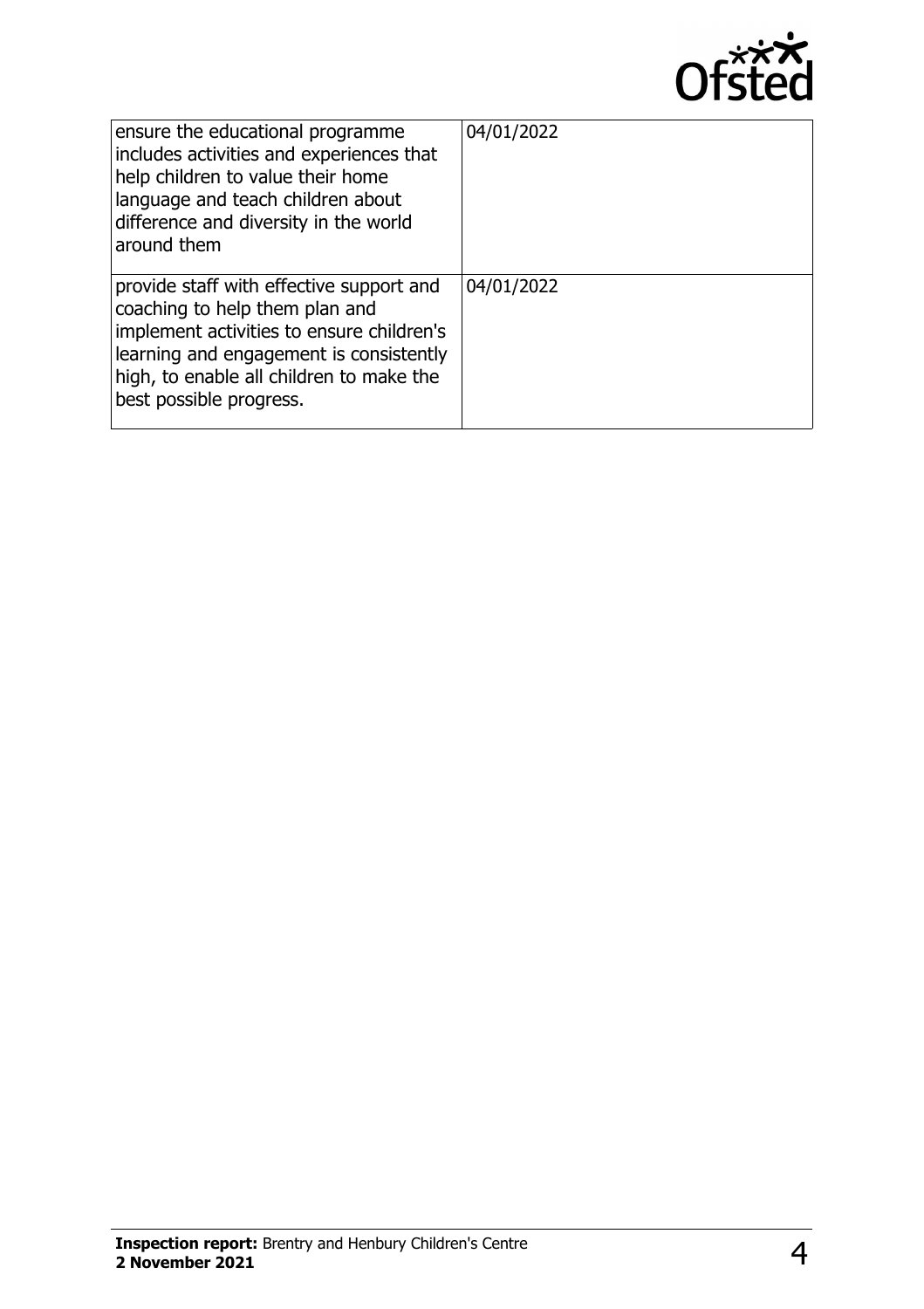| | |
|---|---|
| ensure the educational programme includes activities and experiences that help children to value their home language and teach children about difference and diversity in the world around them | 04/01/2022 |
| provide staff with effective support and coaching to help them plan and implement activities to ensure children's learning and engagement is consistently high, to enable all children to make the best possible progress. | 04/01/2022 |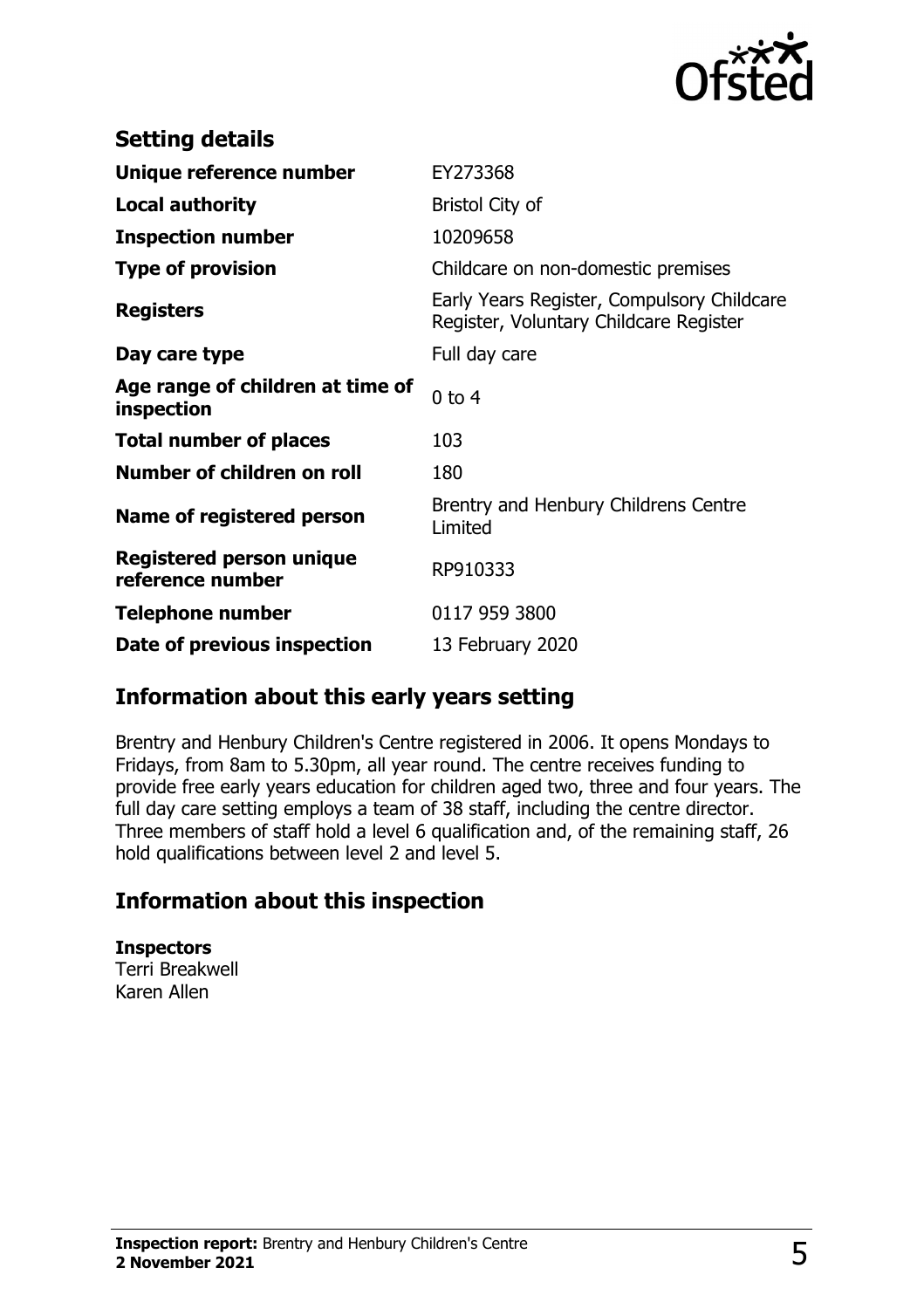## Setting details

| | |
|---|---|
| **Unique reference number** | EY273368 |
| **Local authority** | Bristol City of |
| **Inspection number** | 10209658 |
| **Type of provision** | Childcare on non-domestic premises |
| **Registers** | Early Years Register, Compulsory Childcare Register, Voluntary Childcare Register |
| **Day care type** | Full day care |
| **Age range of children at time of inspection** | 0 to 4 |
| **Total number of places** | 103 |
| **Number of children on roll** | 180 |
| **Name of registered person** | Brentry and Henbury Childrens Centre Limited |
| **Registered person unique reference number** | RP910333 |
| **Telephone number** | 0117 959 3800 |
| **Date of previous inspection** | 13 February 2020 |

## Information about this early years setting

Brentry and Henbury Children's Centre registered in 2006. It opens Mondays to Fridays, from 8am to 5.30pm, all year round. The centre receives funding to provide free early years education for children aged two, three and four years. The full day care setting employs a team of 38 staff, including the centre director. Three members of staff hold a level 6 qualification and, of the remaining staff, 26 hold qualifications between level 2 and level 5.

## Information about this inspection

**Inspectors**
Terri Breakwell
Karen Allen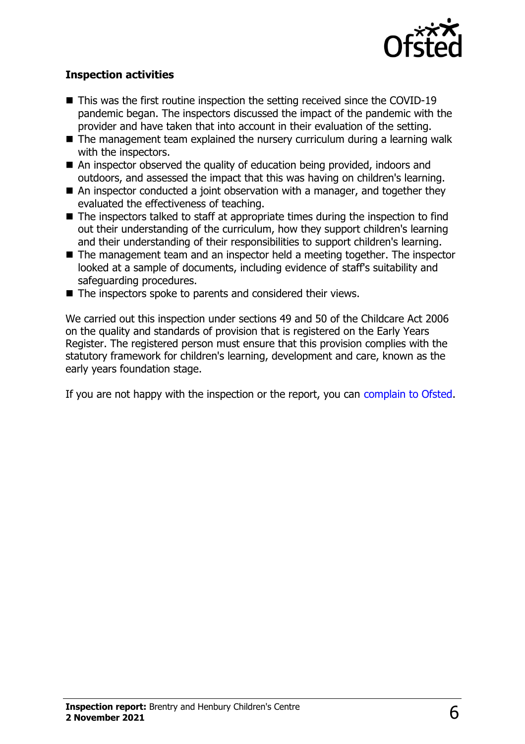### Inspection activities

- This was the first routine inspection the setting received since the COVID-19 pandemic began. The inspectors discussed the impact of the pandemic with the provider and have taken that into account in their evaluation of the setting.
- The management team explained the nursery curriculum during a learning walk with the inspectors.
- An inspector observed the quality of education being provided, indoors and outdoors, and assessed the impact that this was having on children's learning.
- An inspector conducted a joint observation with a manager, and together they evaluated the effectiveness of teaching.
- The inspectors talked to staff at appropriate times during the inspection to find out their understanding of the curriculum, how they support children's learning and their understanding of their responsibilities to support children's learning.
- The management team and an inspector held a meeting together. The inspector looked at a sample of documents, including evidence of staff's suitability and safeguarding procedures.
- The inspectors spoke to parents and considered their views.

We carried out this inspection under sections 49 and 50 of the Childcare Act 2006 on the quality and standards of provision that is registered on the Early Years Register. The registered person must ensure that this provision complies with the statutory framework for children's learning, development and care, known as the early years foundation stage.

If you are not happy with the inspection or the report, you can complain to Ofsted.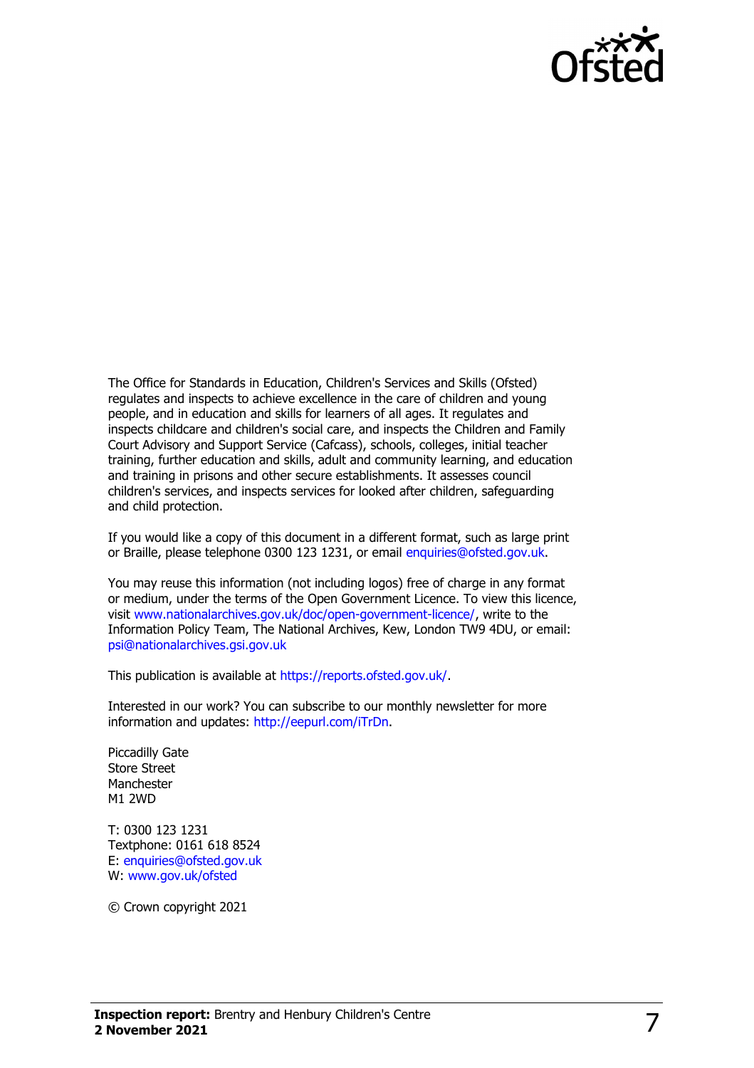The Office for Standards in Education, Children's Services and Skills (Ofsted) regulates and inspects to achieve excellence in the care of children and young people, and in education and skills for learners of all ages. It regulates and inspects childcare and children's social care, and inspects the Children and Family Court Advisory and Support Service (Cafcass), schools, colleges, initial teacher training, further education and skills, adult and community learning, and education and training in prisons and other secure establishments. It assesses council children's services, and inspects services for looked after children, safeguarding and child protection.

If you would like a copy of this document in a different format, such as large print or Braille, please telephone 0300 123 1231, or email enquiries@ofsted.gov.uk.

You may reuse this information (not including logos) free of charge in any format or medium, under the terms of the Open Government Licence. To view this licence, visit www.nationalarchives.gov.uk/doc/open-government-licence/, write to the Information Policy Team, The National Archives, Kew, London TW9 4DU, or email: psi@nationalarchives.gsi.gov.uk

This publication is available at https://reports.ofsted.gov.uk/.

Interested in our work? You can subscribe to our monthly newsletter for more information and updates: http://eepurl.com/iTrDn.

Piccadilly Gate
Store Street
Manchester
M1 2WD

T: 0300 123 1231
Textphone: 0161 618 8524
E: enquiries@ofsted.gov.uk
W: www.gov.uk/ofsted

© Crown copyright 2021